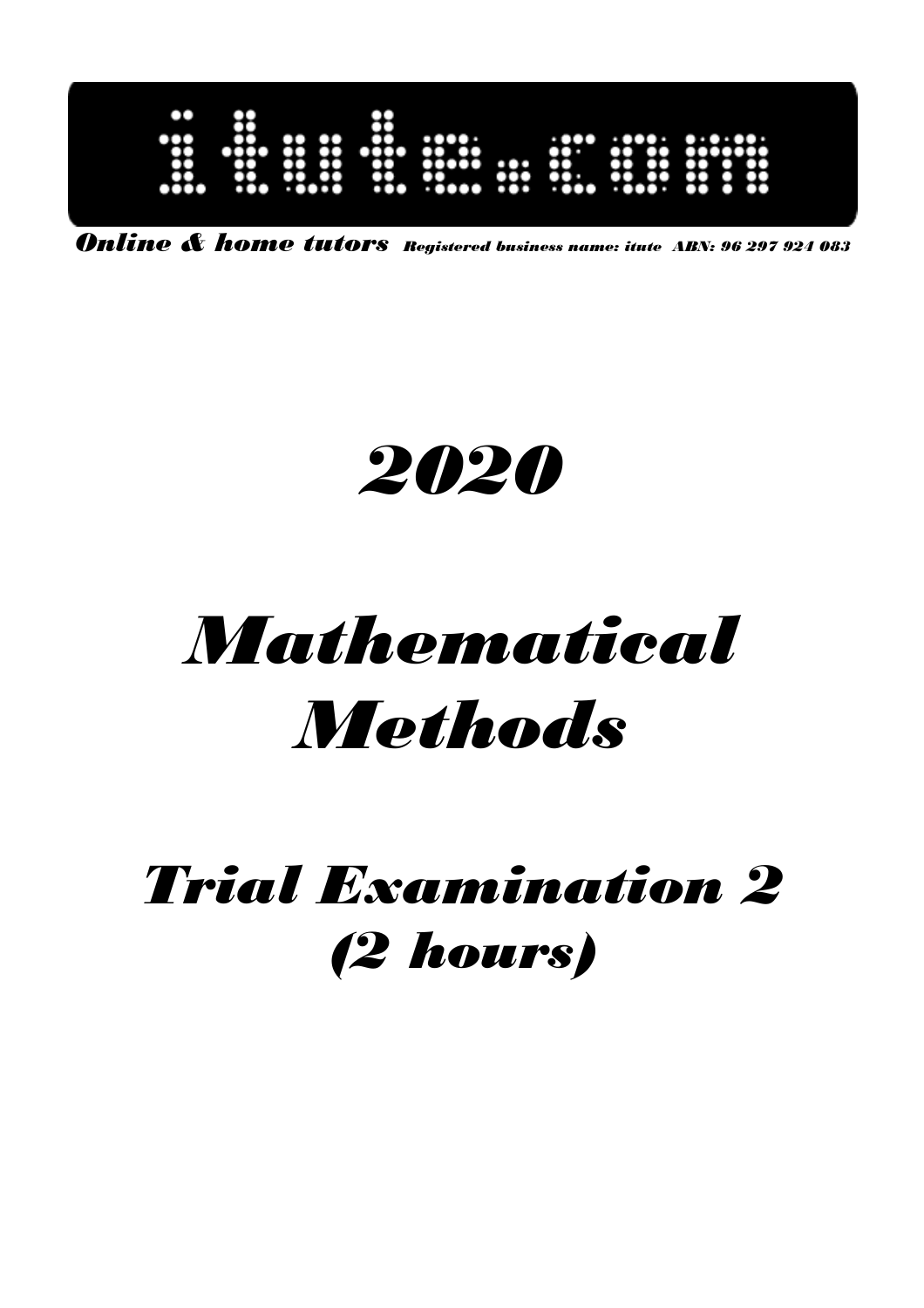# itute.com

***Online & home tutors*** *Registered business name: itute ABN: 96 297 924 083*

# *2020*

# *Mathematical Methods*

## *Trial Examination 2 (2 hours)*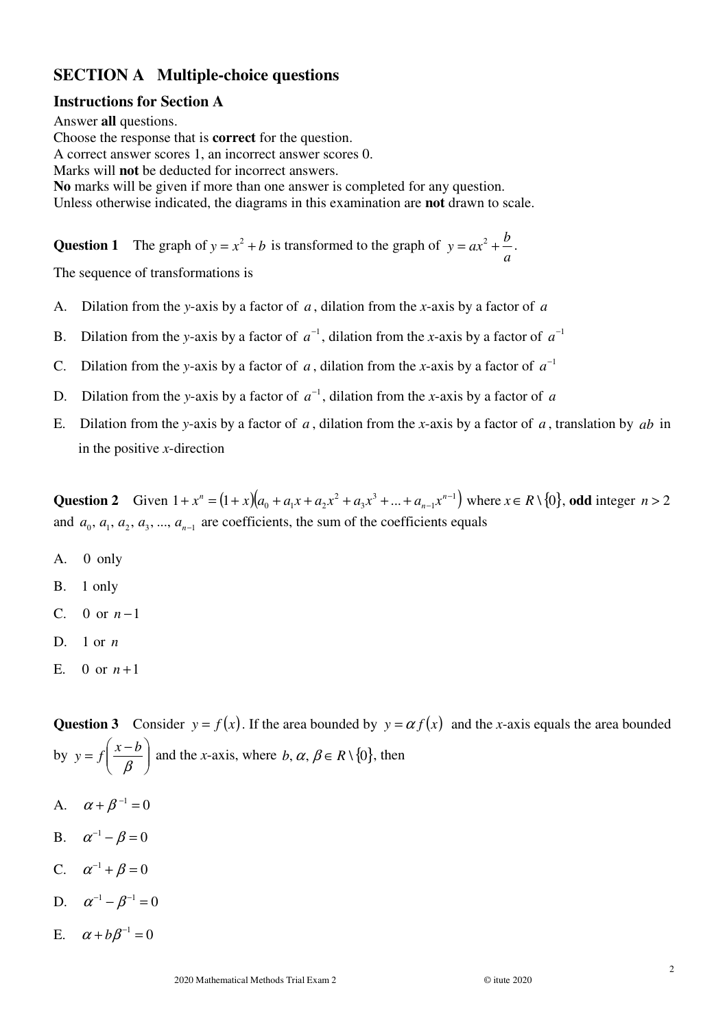## SECTION A Multiple-choice questions

### Instructions for Section A

Answer **all** questions.
Choose the response that is **correct** for the question.
A correct answer scores 1, an incorrect answer scores 0.
Marks will **not** be deducted for incorrect answers.
**No** marks will be given if more than one answer is completed for any question.
Unless otherwise indicated, the diagrams in this examination are **not** drawn to scale.

**Question 1** The graph of $y = x^2 + b$ is transformed to the graph of $y = ax^2 + \dfrac{b}{a}$.

The sequence of transformations is

A. Dilation from the *y*-axis by a factor of $a$, dilation from the *x*-axis by a factor of $a$

B. Dilation from the *y*-axis by a factor of $a^{-1}$, dilation from the *x*-axis by a factor of $a^{-1}$

C. Dilation from the *y*-axis by a factor of $a$, dilation from the *x*-axis by a factor of $a^{-1}$

D. Dilation from the *y*-axis by a factor of $a^{-1}$, dilation from the *x*-axis by a factor of $a$

E. Dilation from the *y*-axis by a factor of $a$, dilation from the *x*-axis by a factor of $a$, translation by $ab$ in in the positive *x*-direction

**Question 2** Given $1 + x^n = (1+x)\left(a_0 + a_1 x + a_2 x^2 + a_3 x^3 + ... + a_{n-1} x^{n-1}\right)$ where $x \in R \setminus \{0\}$, **odd** integer $n > 2$ and $a_0, a_1, a_2, a_3, ..., a_{n-1}$ are coefficients, the sum of the coefficients equals

A. $0$ only

B. $1$ only

C. $0$ or $n-1$

D. $1$ or $n$

E. $0$ or $n+1$

**Question 3** Consider $y = f(x)$. If the area bounded by $y = \alpha f(x)$ and the *x*-axis equals the area bounded by $y = f\left(\dfrac{x-b}{\beta}\right)$ and the *x*-axis, where $b, \alpha, \beta \in R \setminus \{0\}$, then

A. $\alpha + \beta^{-1} = 0$

B. $\alpha^{-1} - \beta = 0$

C. $\alpha^{-1} + \beta = 0$

D. $\alpha^{-1} - \beta^{-1} = 0$

E. $\alpha + b\beta^{-1} = 0$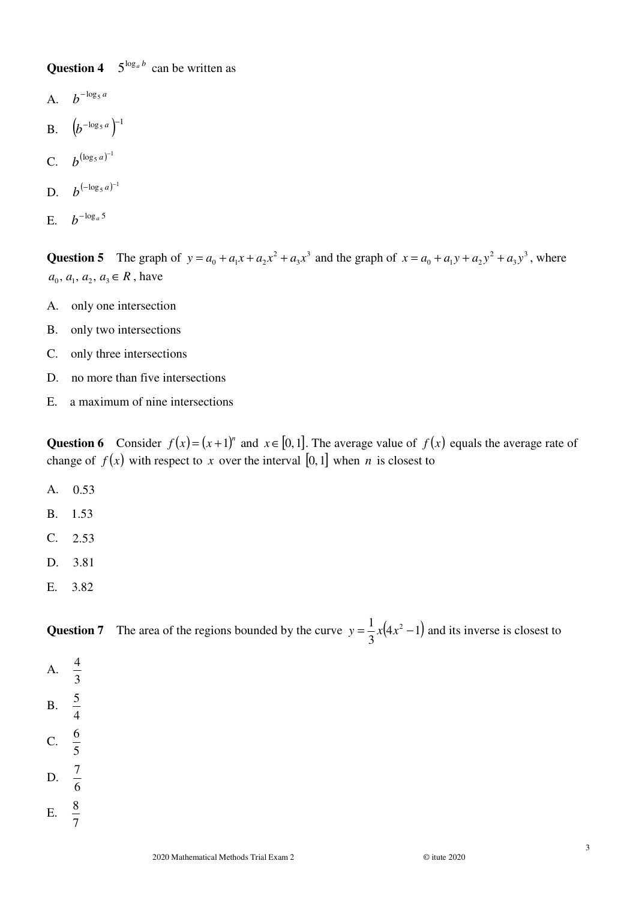**Question 4** $5^{\log_a b}$ can be written as

A. $b^{-\log_5 a}$

B. $\left(b^{-\log_5 a}\right)^{-1}$

C. $b^{(\log_5 a)^{-1}}$

D. $b^{(-\log_5 a)^{-1}}$

E. $b^{-\log_a 5}$

**Question 5** The graph of $y = a_0 + a_1 x + a_2 x^2 + a_3 x^3$ and the graph of $x = a_0 + a_1 y + a_2 y^2 + a_3 y^3$, where $a_0, a_1, a_2, a_3 \in R$, have

A. only one intersection

B. only two intersections

C. only three intersections

D. no more than five intersections

E. a maximum of nine intersections

**Question 6** Consider $f(x) = (x+1)^n$ and $x \in [0, 1]$. The average value of $f(x)$ equals the average rate of change of $f(x)$ with respect to $x$ over the interval $[0, 1]$ when $n$ is closest to

A. 0.53

B. 1.53

C. 2.53

D. 3.81

E. 3.82

**Question 7** The area of the regions bounded by the curve $y = \frac{1}{3}x(4x^2 - 1)$ and its inverse is closest to

A. $\frac{4}{3}$

B. $\frac{5}{4}$

C. $\frac{6}{5}$

D. $\frac{7}{6}$

E. $\frac{8}{7}$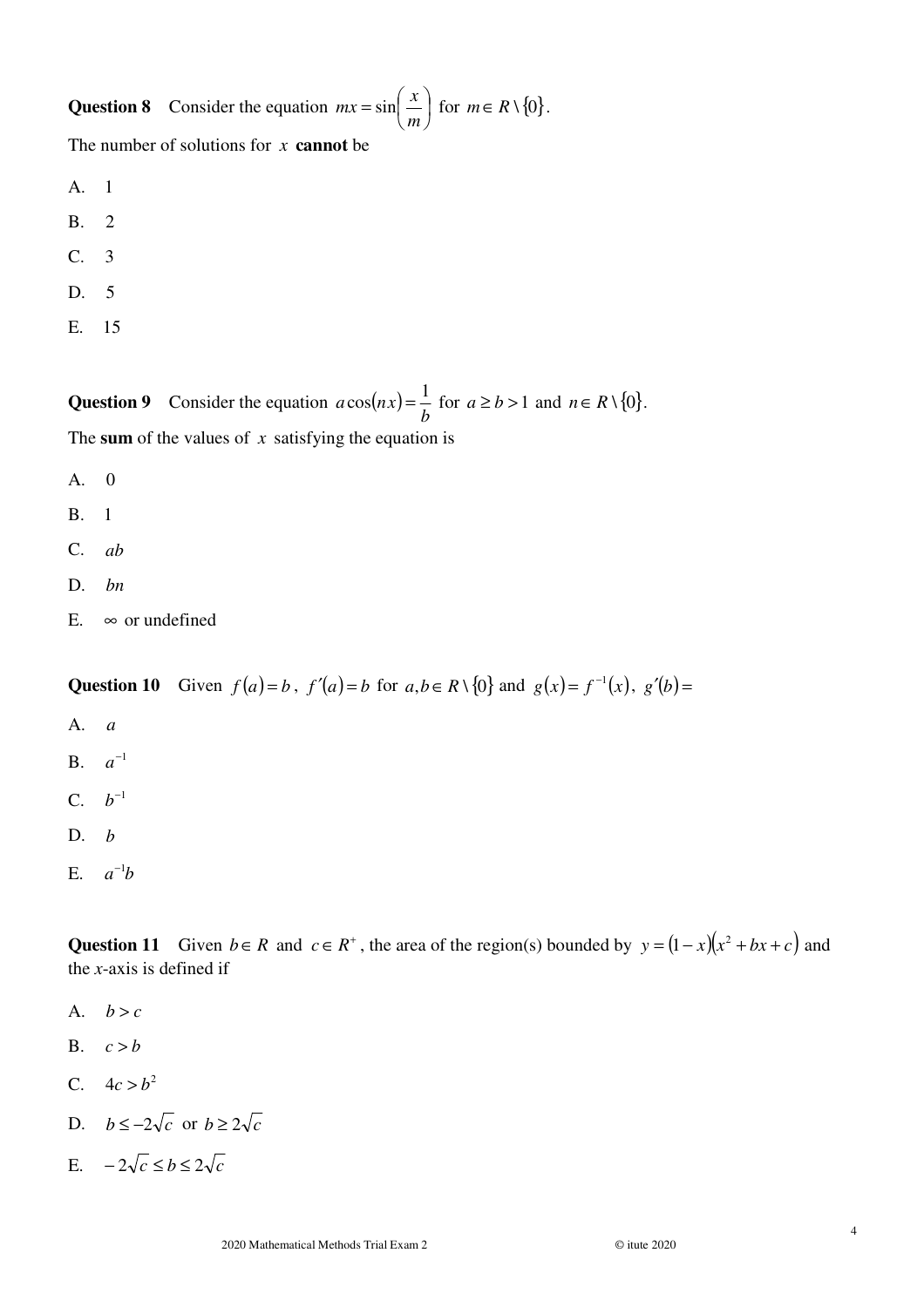**Question 8** Consider the equation $mx = \sin\left(\frac{x}{m}\right)$ for $m \in R \setminus \{0\}$.

The number of solutions for $x$ **cannot** be

A. 1

B. 2

C. 3

D. 5

E. 15

**Question 9** Consider the equation $a\cos(nx) = \frac{1}{b}$ for $a \geq b > 1$ and $n \in R \setminus \{0\}$.

The **sum** of the values of $x$ satisfying the equation is

A. 0

B. 1

C. $ab$

D. $bn$

E. $\infty$ or undefined

**Question 10** Given $f(a) = b$, $f'(a) = b$ for $a, b \in R \setminus \{0\}$ and $g(x) = f^{-1}(x)$, $g'(b) =$

A. $a$

B. $a^{-1}$

C. $b^{-1}$

D. $b$

E. $a^{-1}b$

**Question 11** Given $b \in R$ and $c \in R^{+}$, the area of the region(s) bounded by $y = (1-x)(x^2 + bx + c)$ and the *x*-axis is defined if

A. $b > c$

B. $c > b$

C. $4c > b^2$

D. $b \leq -2\sqrt{c}$ or $b \geq 2\sqrt{c}$

E. $-2\sqrt{c} \leq b \leq 2\sqrt{c}$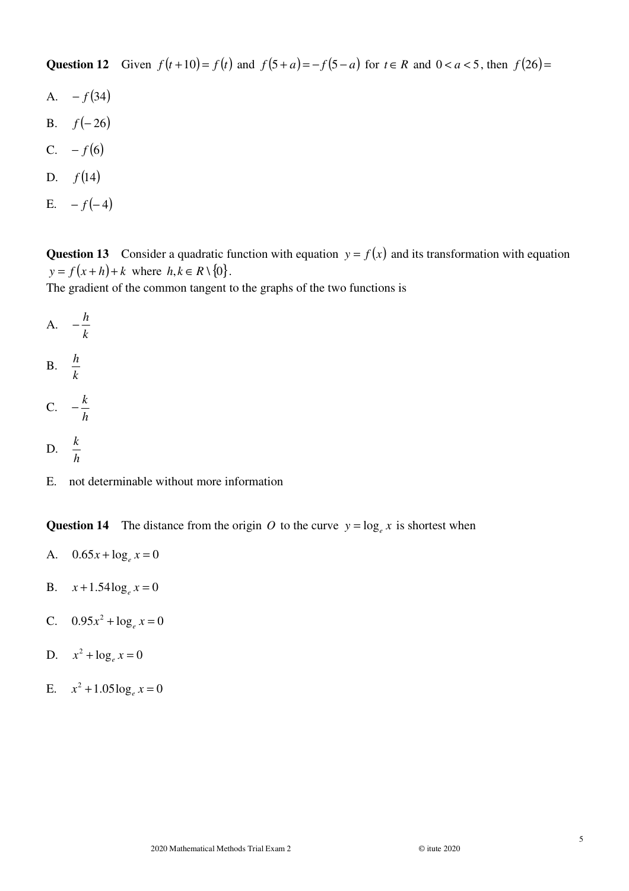**Question 12** Given $f(t+10)=f(t)$ and $f(5+a)=-f(5-a)$ for $t\in R$ and $0<a<5$, then $f(26)=$

A. $-f(34)$

B. $f(-26)$

C. $-f(6)$

D. $f(14)$

E. $-f(-4)$

**Question 13** Consider a quadratic function with equation $y=f(x)$ and its transformation with equation $y=f(x+h)+k$ where $h,k\in R\setminus\{0\}$.
The gradient of the common tangent to the graphs of the two functions is

A. $-\dfrac{h}{k}$

B. $\dfrac{h}{k}$

C. $-\dfrac{k}{h}$

D. $\dfrac{k}{h}$

E. not determinable without more information

**Question 14** The distance from the origin $O$ to the curve $y=\log_e x$ is shortest when

A. $0.65x+\log_e x=0$

B. $x+1.54\log_e x=0$

C. $0.95x^2+\log_e x=0$

D. $x^2+\log_e x=0$

E. $x^2+1.05\log_e x=0$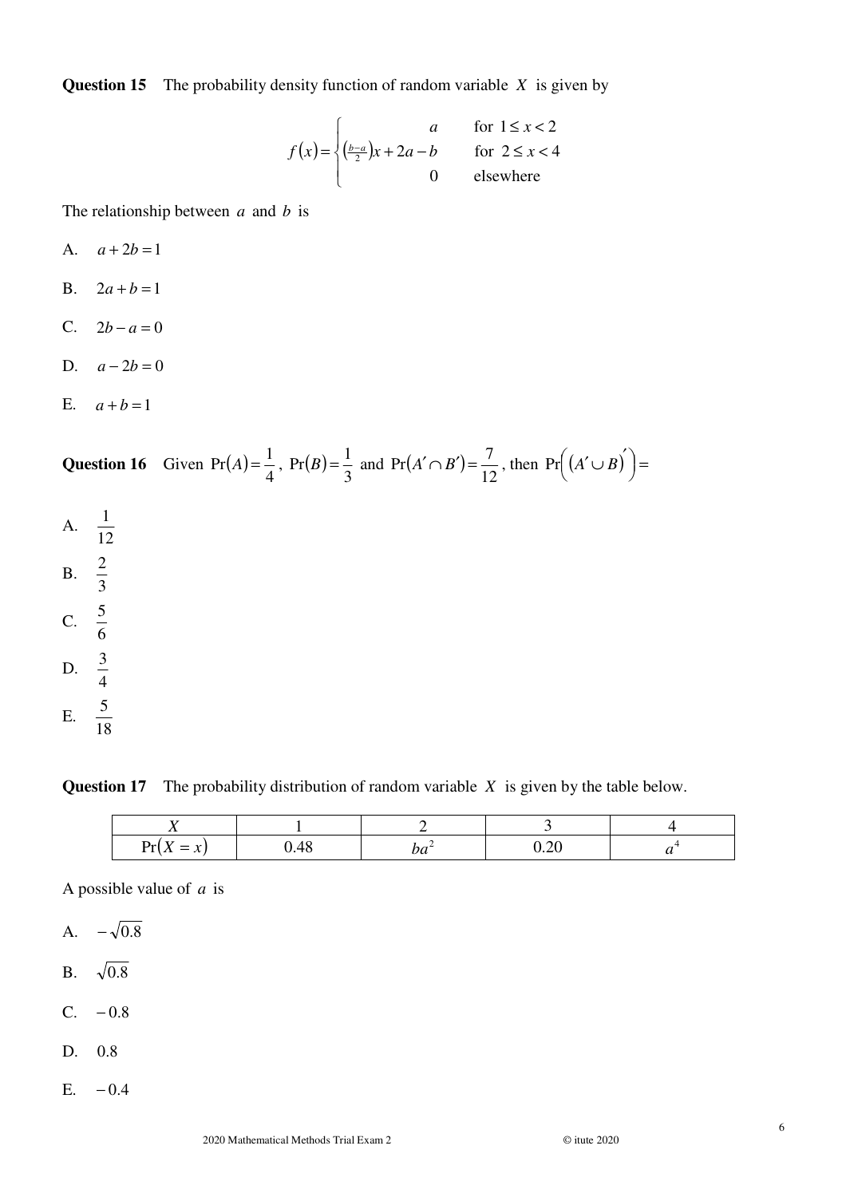**Question 15** The probability density function of random variable $X$ is given by

$$f(x)=\begin{cases} a & \text{for } 1 \le x < 2 \\ \left(\frac{b-a}{2}\right)x + 2a - b & \text{for } 2 \le x < 4 \\ 0 & \text{elsewhere} \end{cases}$$

The relationship between $a$ and $b$ is

A. $a + 2b = 1$

B. $2a + b = 1$

C. $2b - a = 0$

D. $a - 2b = 0$

E. $a + b = 1$

**Question 16** Given $\Pr(A) = \frac{1}{4}$, $\Pr(B) = \frac{1}{3}$ and $\Pr(A' \cap B') = \frac{7}{12}$, then $\Pr\left((A' \cup B)'\right) =$

A. $\frac{1}{12}$

B. $\frac{2}{3}$

C. $\frac{5}{6}$

D. $\frac{3}{4}$

E. $\frac{5}{18}$

**Question 17** The probability distribution of random variable $X$ is given by the table below.

| $X$ | 1 | 2 | 3 | 4 |
|---|---|---|---|---|
| $\Pr(X = x)$ | 0.48 | $ba^2$ | 0.20 | $a^4$ |

A possible value of $a$ is

A. $-\sqrt{0.8}$

B. $\sqrt{0.8}$

C. $-0.8$

D. $0.8$

E. $-0.4$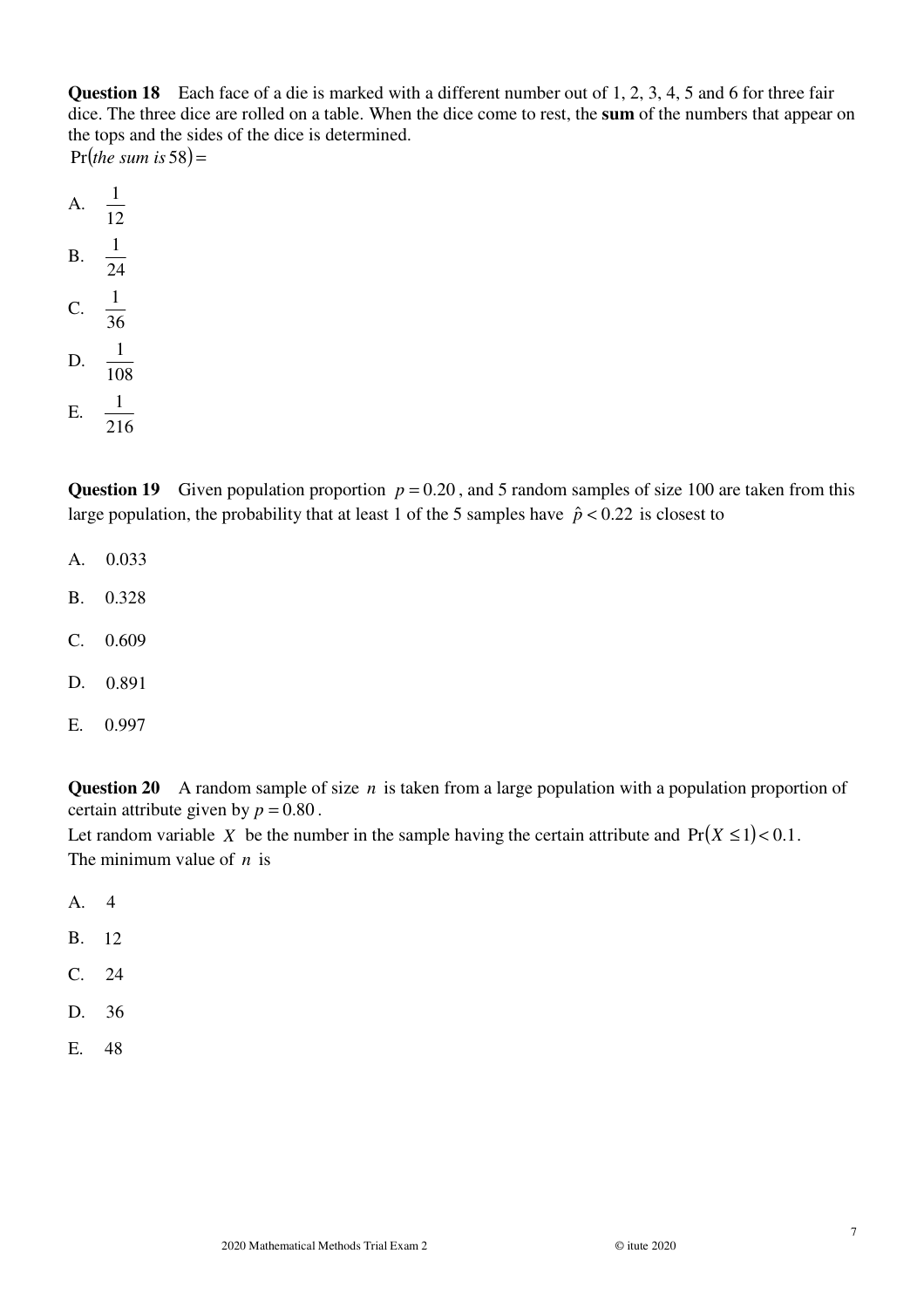**Question 18** Each face of a die is marked with a different number out of 1, 2, 3, 4, 5 and 6 for three fair dice. The three dice are rolled on a table. When the dice come to rest, the **sum** of the numbers that appear on the tops and the sides of the dice is determined.
$\Pr(\textit{the sum is } 58) =$

A. $\frac{1}{12}$

B. $\frac{1}{24}$

C. $\frac{1}{36}$

D. $\frac{1}{108}$

E. $\frac{1}{216}$

**Question 19** Given population proportion $p = 0.20$, and 5 random samples of size 100 are taken from this large population, the probability that at least 1 of the 5 samples have $\hat{p} < 0.22$ is closest to

A. 0.033

B. 0.328

C. 0.609

D. 0.891

E. 0.997

**Question 20** A random sample of size $n$ is taken from a large population with a population proportion of certain attribute given by $p = 0.80$.
Let random variable $X$ be the number in the sample having the certain attribute and $\Pr(X \leq 1) < 0.1$.
The minimum value of $n$ is

A. 4

B. 12

C. 24

D. 36

E. 48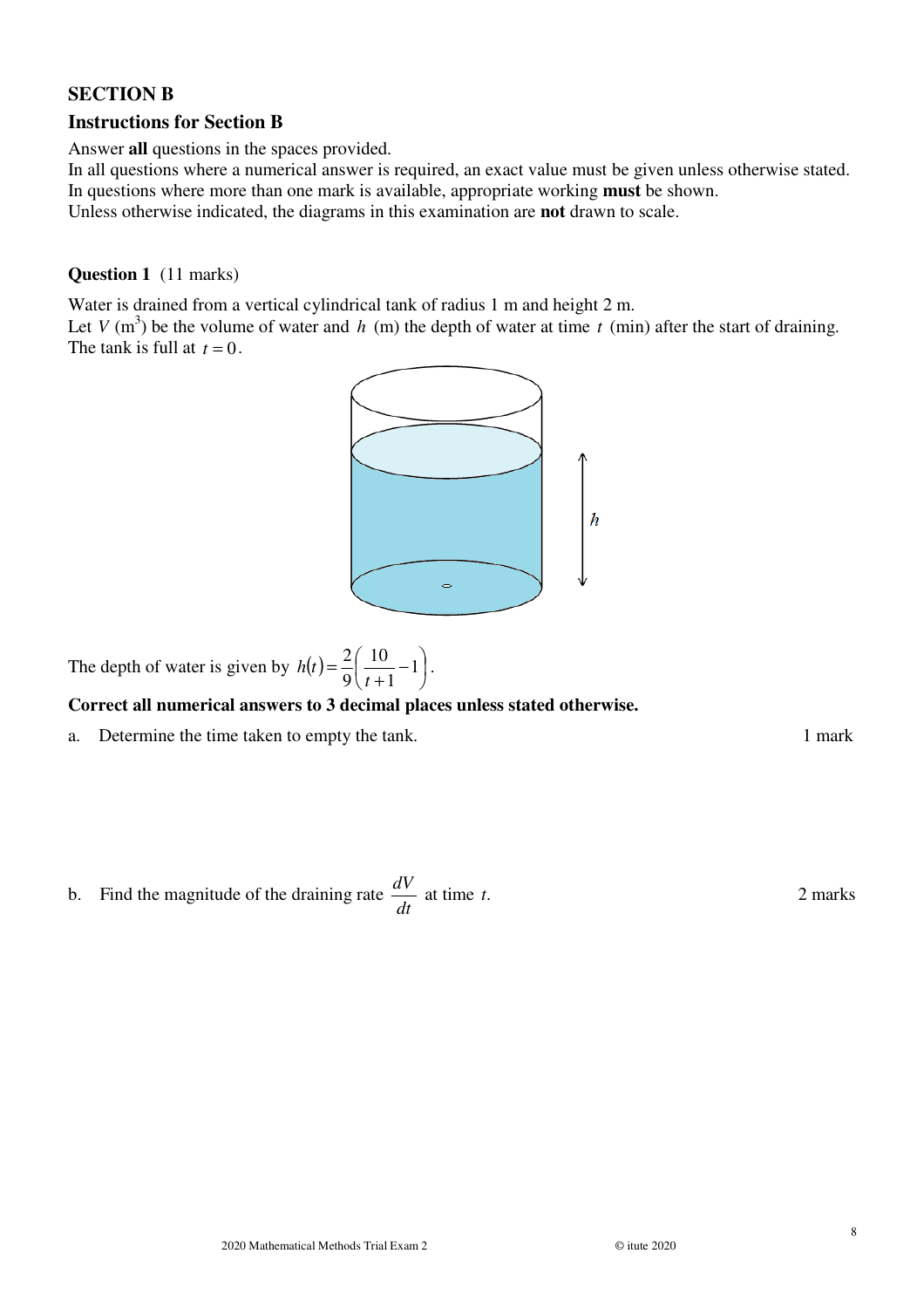## SECTION B

### Instructions for Section B

Answer **all** questions in the spaces provided.
In all questions where a numerical answer is required, an exact value must be given unless otherwise stated.
In questions where more than one mark is available, appropriate working **must** be shown.
Unless otherwise indicated, the diagrams in this examination are **not** drawn to scale.

**Question 1** (11 marks)

Water is drained from a vertical cylindrical tank of radius 1 m and height 2 m.
Let $V$ (m$^3$) be the volume of water and $h$ (m) the depth of water at time $t$ (min) after the start of draining.
The tank is full at $t = 0$.

The depth of water is given by $h(t) = \frac{2}{9}\left(\frac{10}{t+1} - 1\right)$.

**Correct all numerical answers to 3 decimal places unless stated otherwise.**

a. Determine the time taken to empty the tank. 1 mark

b. Find the magnitude of the draining rate $\frac{dV}{dt}$ at time $t$. 2 marks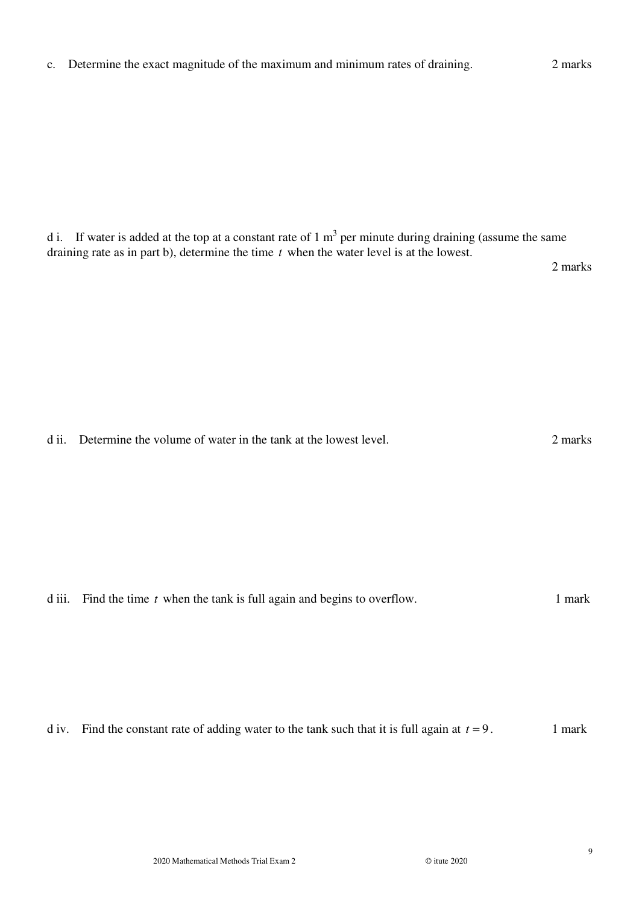c. Determine the exact magnitude of the maximum and minimum rates of draining. 2 marks

d i. If water is added at the top at a constant rate of 1 $m^3$ per minute during draining (assume the same draining rate as in part b), determine the time $t$ when the water level is at the lowest.

2 marks

d ii. Determine the volume of water in the tank at the lowest level. 2 marks

d iii. Find the time $t$ when the tank is full again and begins to overflow. 1 mark

d iv. Find the constant rate of adding water to the tank such that it is full again at $t = 9$. 1 mark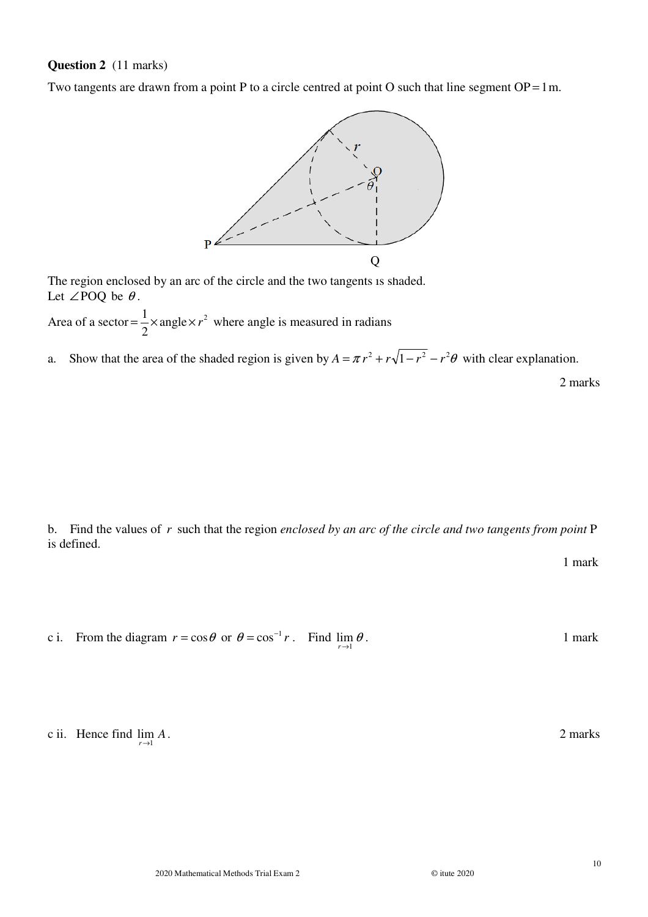**Question 2** (11 marks)

Two tangents are drawn from a point P to a circle centred at point O such that line segment $OP = 1\,\text{m}$.

The region enclosed by an arc of the circle and the two tangents is shaded.
Let $\angle POQ$ be $\theta$.

Area of a sector $= \dfrac{1}{2} \times \text{angle} \times r^2$ where angle is measured in radians

a. Show that the area of the shaded region is given by $A = \pi r^2 + r\sqrt{1-r^2} - r^2\theta$ with clear explanation.

2 marks

b. Find the values of $r$ such that the region *enclosed by an arc of the circle and two tangents from point* P is defined.

1 mark

c i. From the diagram $r = \cos\theta$ or $\theta = \cos^{-1} r$. Find $\lim\limits_{r \to 1} \theta$.

1 mark

c ii. Hence find $\lim\limits_{r \to 1} A$.

2 marks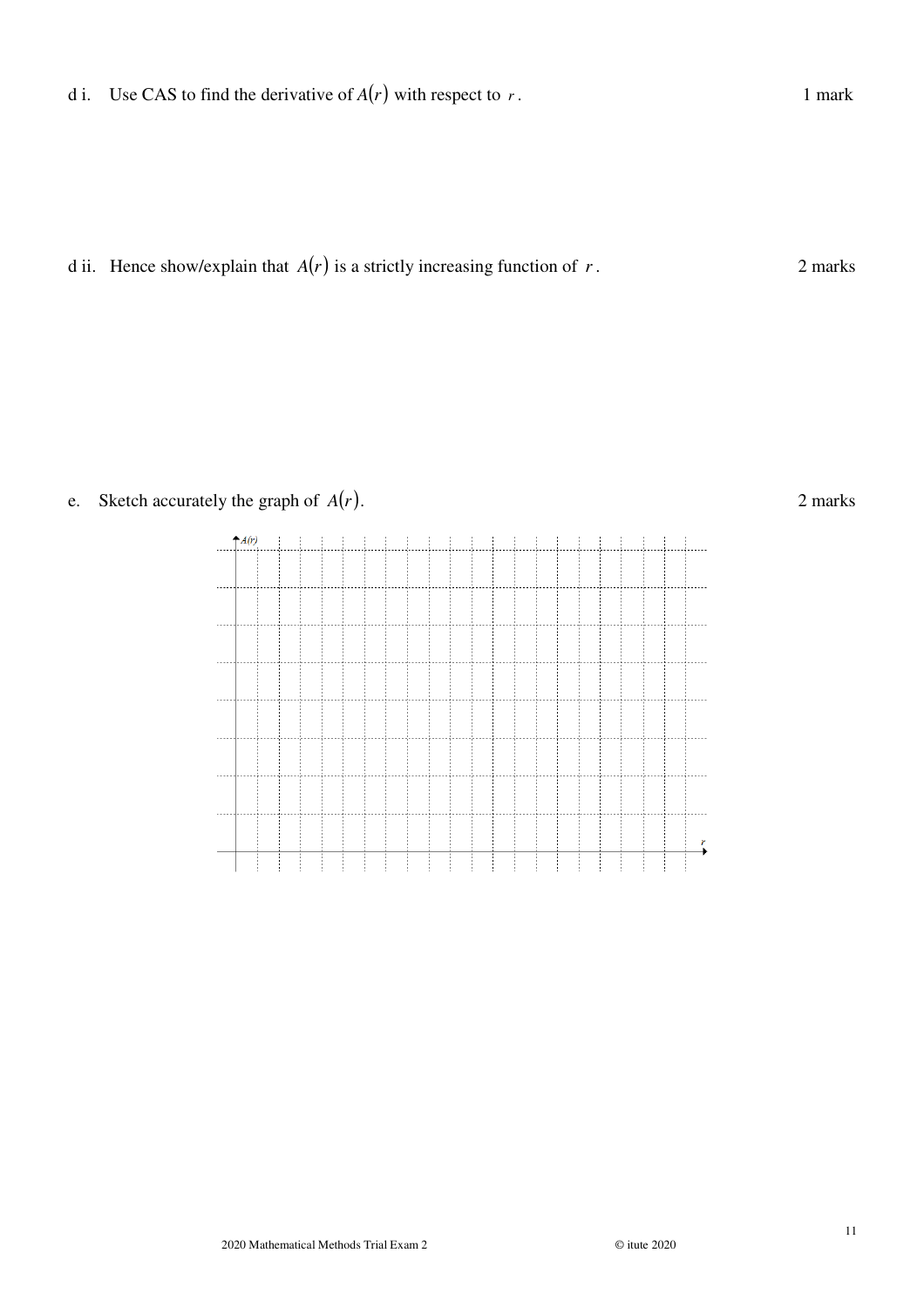d i. Use CAS to find the derivative of $A(r)$ with respect to $r$. 1 mark

d ii. Hence show/explain that $A(r)$ is a strictly increasing function of $r$. 2 marks

e. Sketch accurately the graph of $A(r)$. 2 marks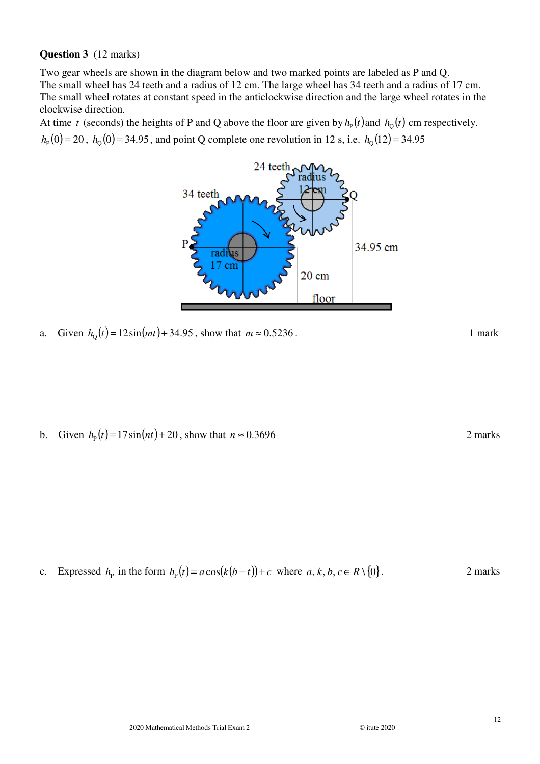**Question 3** (12 marks)

Two gear wheels are shown in the diagram below and two marked points are labeled as P and Q. The small wheel has 24 teeth and a radius of 12 cm. The large wheel has 34 teeth and a radius of 17 cm. The small wheel rotates at constant speed in the anticlockwise direction and the large wheel rotates in the clockwise direction.

At time $t$ (seconds) the heights of P and Q above the floor are given by $h_P(t)$ and $h_Q(t)$ cm respectively. $h_P(0) = 20$, $h_Q(0) = 34.95$, and point Q complete one revolution in 12 s, i.e. $h_Q(12) = 34.95$

a. Given $h_Q(t) = 12\sin(mt) + 34.95$, show that $m \approx 0.5236$. 1 mark

b. Given $h_P(t) = 17\sin(nt) + 20$, show that $n \approx 0.3696$ 2 marks

c. Expressed $h_P$ in the form $h_P(t) = a\cos(k(b-t)) + c$ where $a, k, b, c \in R \setminus \{0\}$. 2 marks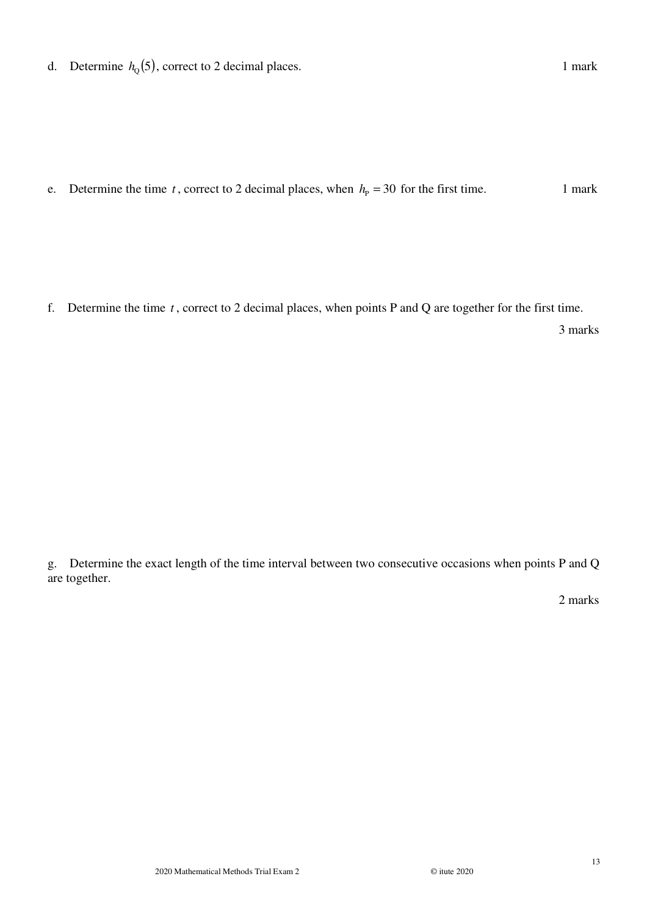d. Determine $h_Q(5)$, correct to 2 decimal places. 1 mark

e. Determine the time $t$, correct to 2 decimal places, when $h_P = 30$ for the first time. 1 mark

f. Determine the time $t$, correct to 2 decimal places, when points P and Q are together for the first time.

3 marks

g. Determine the exact length of the time interval between two consecutive occasions when points P and Q are together.

2 marks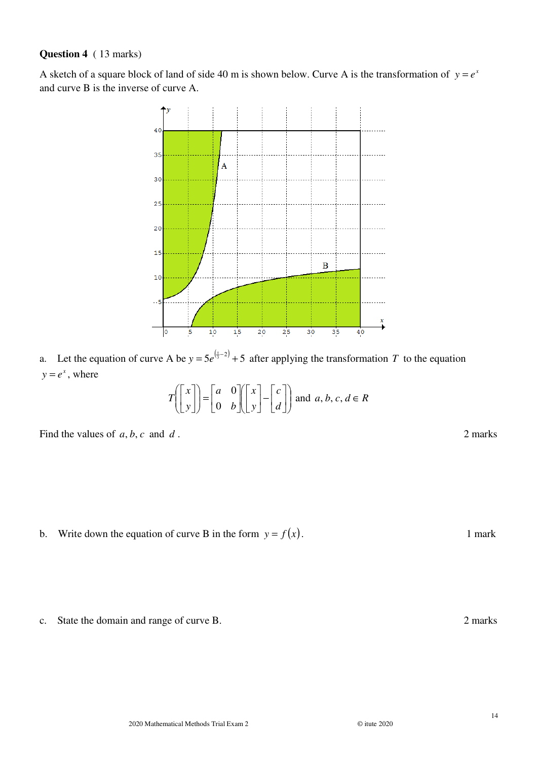**Question 4** ( 13 marks)

A sketch of a square block of land of side 40 m is shown below. Curve A is the transformation of $y = e^x$ and curve B is the inverse of curve A.

a. Let the equation of curve A be $y = 5e^{\left(\frac{x}{3}-2\right)} + 5$ after applying the transformation $T$ to the equation $y = e^x$, where

$$T\left(\begin{bmatrix} x \\ y \end{bmatrix}\right) = \begin{bmatrix} a & 0 \\ 0 & b \end{bmatrix}\left(\begin{bmatrix} x \\ y \end{bmatrix} - \begin{bmatrix} c \\ d \end{bmatrix}\right) \text{ and } a, b, c, d \in R$$

Find the values of $a, b, c$ and $d$. 2 marks

b. Write down the equation of curve B in the form $y = f(x)$. 1 mark

c. State the domain and range of curve B. 2 marks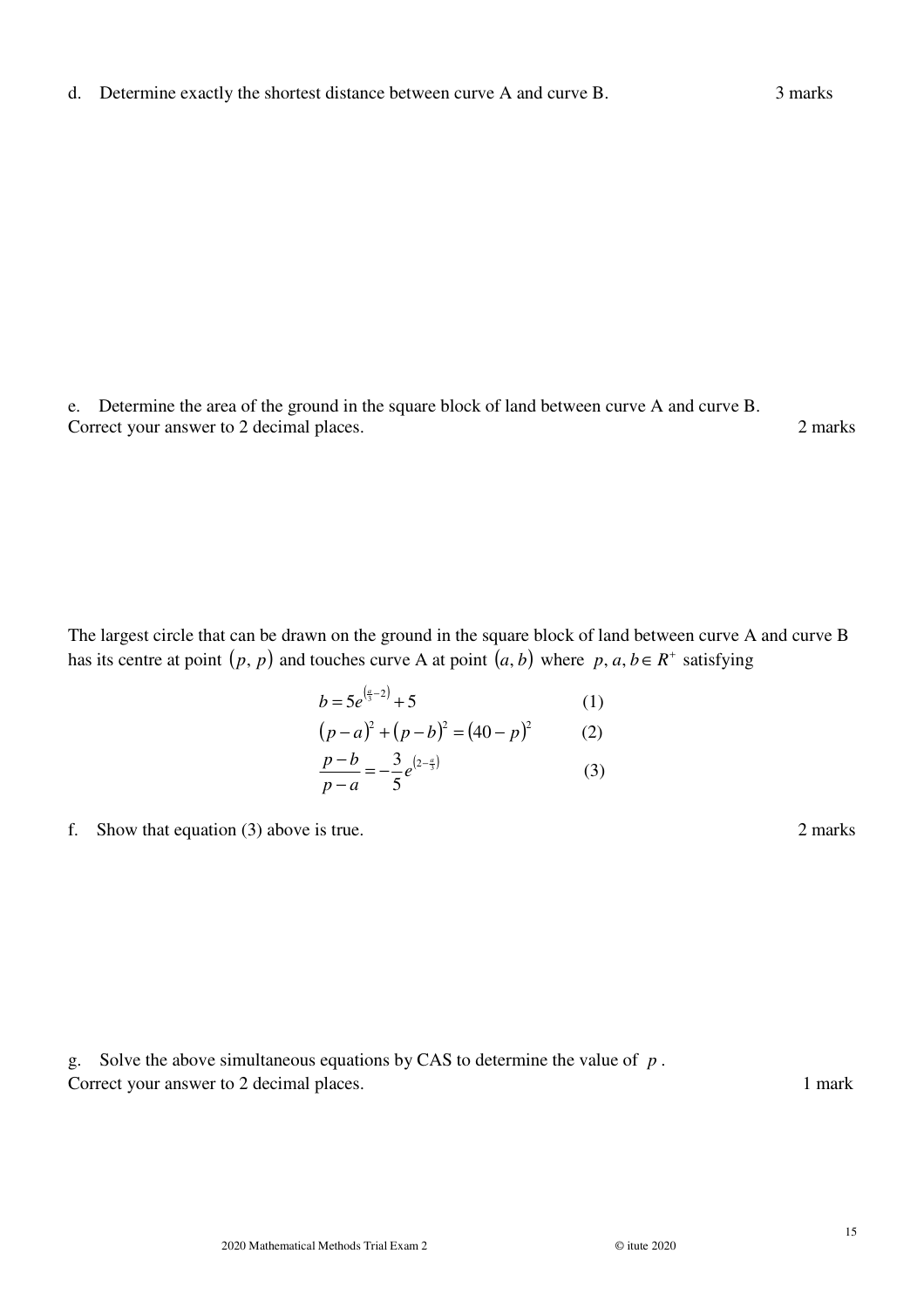d. Determine exactly the shortest distance between curve A and curve B. 3 marks

e. Determine the area of the ground in the square block of land between curve A and curve B. Correct your answer to 2 decimal places. 2 marks

The largest circle that can be drawn on the ground in the square block of land between curve A and curve B has its centre at point $(p,\ p)$ and touches curve A at point $(a, b)$ where $p, a, b \in R^+$ satisfying

$$b = 5e^{\left(\frac{a}{3}-2\right)} + 5 \qquad (1)$$

$$(p-a)^2 + (p-b)^2 = (40-p)^2 \qquad (2)$$

$$\frac{p-b}{p-a} = -\frac{3}{5}e^{\left(2-\frac{a}{3}\right)} \qquad (3)$$

f. Show that equation (3) above is true. 2 marks

g. Solve the above simultaneous equations by CAS to determine the value of $p$. Correct your answer to 2 decimal places. 1 mark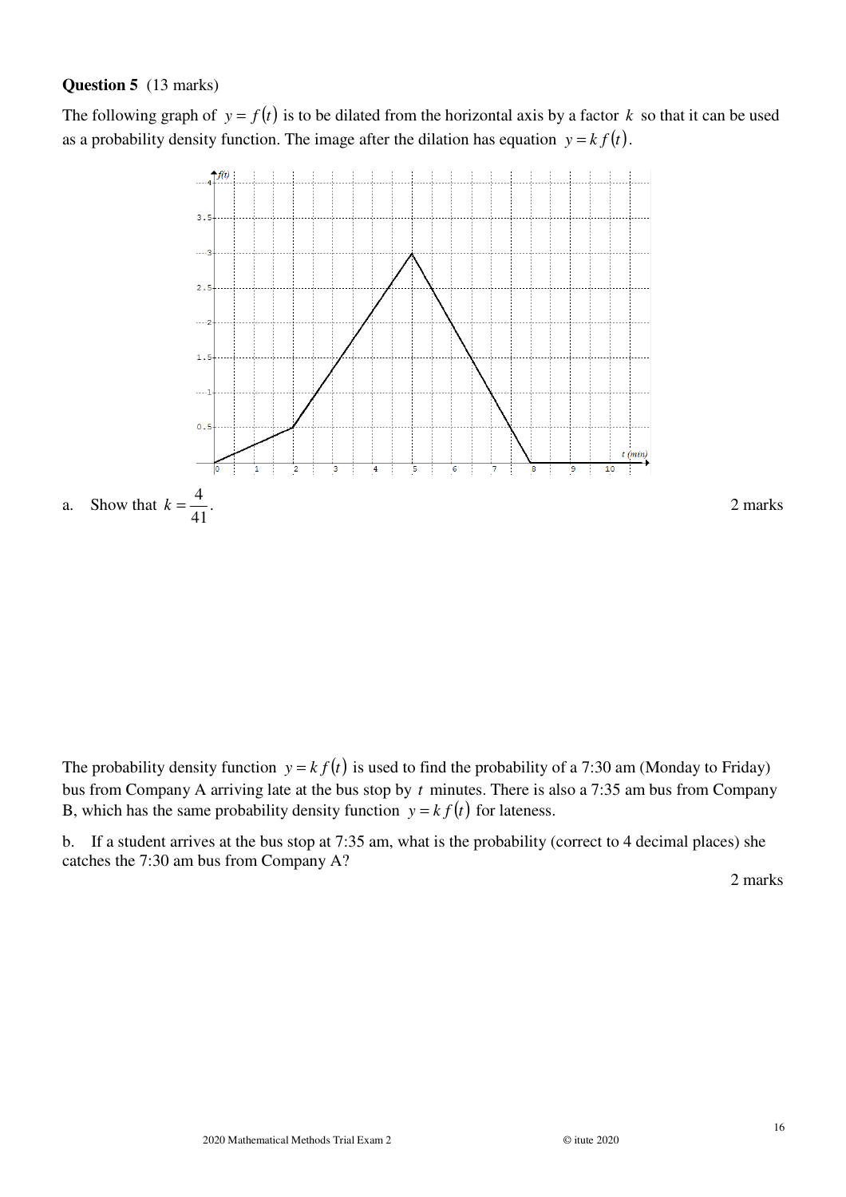**Question 5** (13 marks)

The following graph of $y = f(t)$ is to be dilated from the horizontal axis by a factor $k$ so that it can be used as a probability density function. The image after the dilation has equation $y = k\,f(t)$.

a. Show that $k = \dfrac{4}{41}$. 2 marks

The probability density function $y = k\,f(t)$ is used to find the probability of a 7:30 am (Monday to Friday) bus from Company A arriving late at the bus stop by $t$ minutes. There is also a 7:35 am bus from Company B, which has the same probability density function $y = k\,f(t)$ for lateness.

b. If a student arrives at the bus stop at 7:35 am, what is the probability (correct to 4 decimal places) she catches the 7:30 am bus from Company A?

2 marks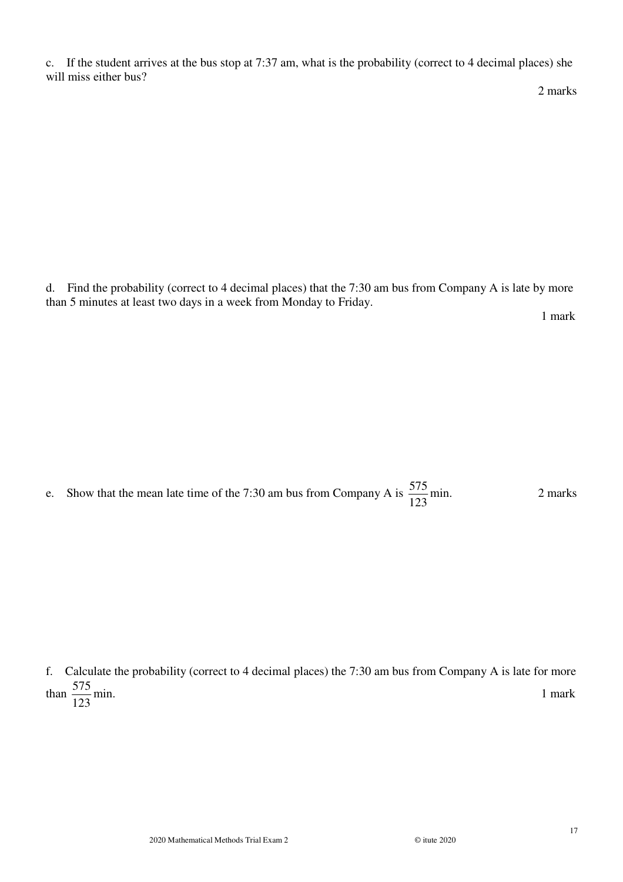c. If the student arrives at the bus stop at 7:37 am, what is the probability (correct to 4 decimal places) she will miss either bus?

2 marks

d. Find the probability (correct to 4 decimal places) that the 7:30 am bus from Company A is late by more than 5 minutes at least two days in a week from Monday to Friday.

1 mark

e. Show that the mean late time of the 7:30 am bus from Company A is $\frac{575}{123}$ min.

2 marks

f. Calculate the probability (correct to 4 decimal places) the 7:30 am bus from Company A is late for more than $\frac{575}{123}$ min.

1 mark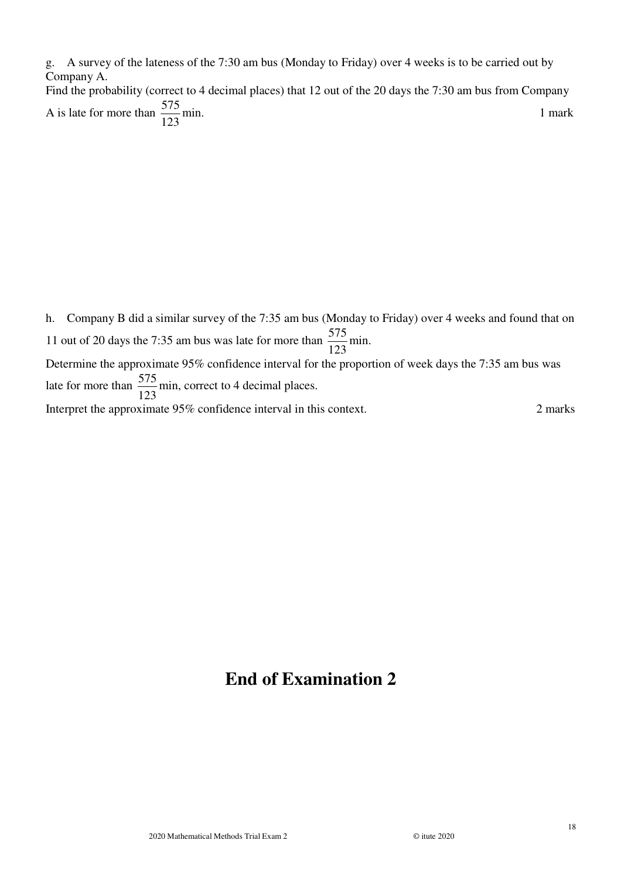g. A survey of the lateness of the 7:30 am bus (Monday to Friday) over 4 weeks is to be carried out by Company A.
Find the probability (correct to 4 decimal places) that 12 out of the 20 days the 7:30 am bus from Company A is late for more than $\frac{575}{123}$ min. 1 mark

h. Company B did a similar survey of the 7:35 am bus (Monday to Friday) over 4 weeks and found that on 11 out of 20 days the 7:35 am bus was late for more than $\frac{575}{123}$ min.
Determine the approximate 95% confidence interval for the proportion of week days the 7:35 am bus was late for more than $\frac{575}{123}$ min, correct to 4 decimal places.
Interpret the approximate 95% confidence interval in this context. 2 marks

# End of Examination 2